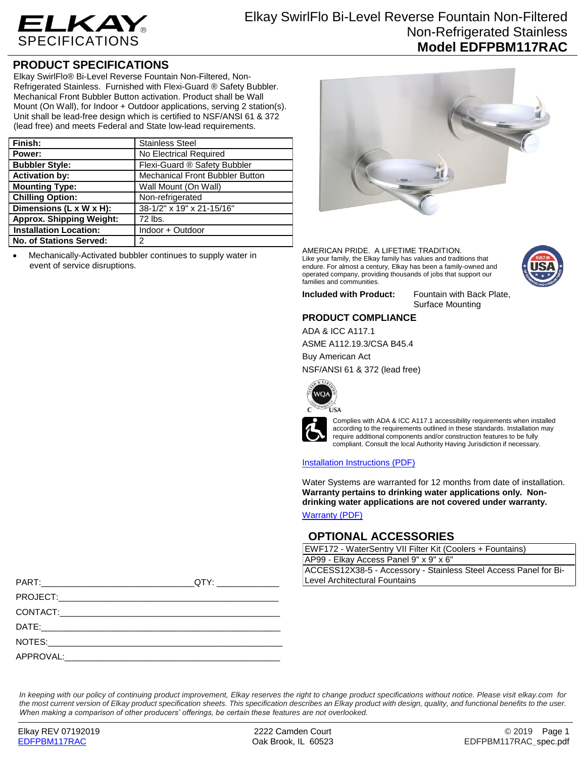# ELKAY SPECIFICATIONS

# Elkay SwirlFlo Bi-Level Reverse Fountain Non-Filtered Non-Refrigerated Stainless
# Model EDFPBM117RAC

## PRODUCT SPECIFICATIONS

Elkay SwirlFlo® Bi-Level Reverse Fountain Non-Filtered, Non-Refrigerated Stainless. Furnished with Flexi-Guard ® Safety Bubbler. Mechanical Front Bubbler Button activation. Product shall be Wall Mount (On Wall), for Indoor + Outdoor applications, serving 2 station(s). Unit shall be lead-free design which is certified to NSF/ANSI 61 & 372 (lead free) and meets Federal and State low-lead requirements.

| | |
|---|---|
| **Finish:** | Stainless Steel |
| **Power:** | No Electrical Required |
| **Bubbler Style:** | Flexi-Guard ® Safety Bubbler |
| **Activation by:** | Mechanical Front Bubbler Button |
| **Mounting Type:** | Wall Mount (On Wall) |
| **Chilling Option:** | Non-refrigerated |
| **Dimensions (L x W x H):** | 38-1/2" x 19" x 21-15/16" |
| **Approx. Shipping Weight:** | 72 lbs. |
| **Installation Location:** | Indoor + Outdoor |
| **No. of Stations Served:** | 2 |

- Mechanically-Activated bubbler continues to supply water in event of service disruptions.

AMERICAN PRIDE. A LIFETIME TRADITION.
Like your family, the Elkay family has values and traditions that endure. For almost a century, Elkay has been a family-owned and operated company, providing thousands of jobs that support our families and communities.

**Included with Product:** Fountain with Back Plate, Surface Mounting

## PRODUCT COMPLIANCE

ADA & ICC A117.1

ASME A112.19.3/CSA B45.4

Buy American Act

NSF/ANSI 61 & 372 (lead free)

Complies with ADA & ICC A117.1 accessibility requirements when installed according to the requirements outlined in these standards. Installation may require additional components and/or construction features to be fully compliant. Consult the local Authority Having Jurisdiction if necessary.

Installation Instructions (PDF)

Water Systems are warranted for 12 months from date of installation. **Warranty pertains to drinking water applications only. Non-drinking water applications are not covered under warranty.**

Warranty (PDF)

## OPTIONAL ACCESSORIES

| |
|---|
| EWF172 - WaterSentry VII Filter Kit (Coolers + Fountains) |
| AP99 - Elkay Access Panel 9" x 9" x 6" |
| ACCESS12X38-5 - Accessory - Stainless Steel Access Panel for Bi-Level Architectural Fountains |

PART:______________________________QTY: ____________

PROJECT:____________________________________________

CONTACT:____________________________________________

DATE:_______________________________________________

NOTES:______________________________________________

APPROVAL:___________________________________________

*In keeping with our policy of continuing product improvement, Elkay reserves the right to change product specifications without notice. Please visit elkay.com for the most current version of Elkay product specification sheets. This specification describes an Elkay product with design, quality, and functional benefits to the user. When making a comparison of other producers' offerings, be certain these features are not overlooked.*

Elkay REV 07192019
EDFPBM117RAC

2222 Camden Court
Oak Brook, IL 60523

© 2019
EDFPBM117RAC_spec.pdf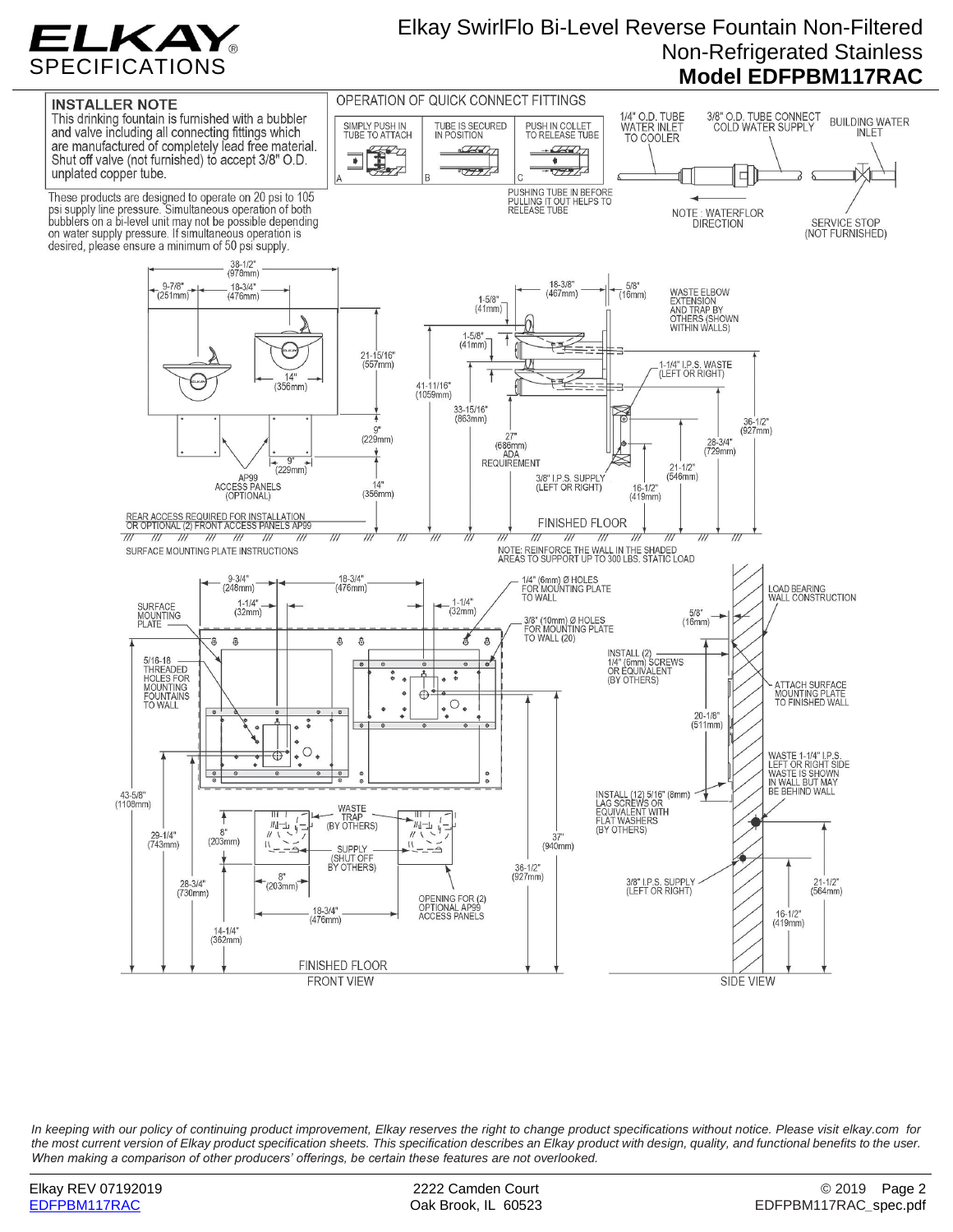# ELKAY SPECIFICATIONS

## Elkay SwirlFlo Bi-Level Reverse Fountain Non-Filtered Non-Refrigerated Stainless

## Model EDFPBM117RAC

### INSTALLER NOTE

This drinking fountain is furnished with a bubbler and valve including all connecting fittings which are manufactured of completely lead free material. Shut off valve (not furnished) to accept 3/8" O.D. unplated copper tube.

These products are designed to operate on 20 psi to 105 psi supply line pressure. Simultaneous operation of both bubblers on a bi-level unit may not be possible depending on water supply pressure. If simultaneous operation is desired, please ensure a minimum of 50 psi supply.

### OPERATION OF QUICK CONNECT FITTINGS

A — SIMPLY PUSH IN TUBE TO ATTACH
B — TUBE IS SECURED IN POSITION
C — PUSH IN COLLET TO RELEASE TUBE

PUSHING TUBE IN BEFORE PULLING IT OUT HELPS TO RELEASE TUBE

1/4" O.D. TUBE WATER INLET TO COOLER
3/8" O.D. TUBE CONNECT COLD WATER SUPPLY
BUILDING WATER INLET
NOTE : WATERFLOR DIRECTION
SERVICE STOP (NOT FURNISHED)

38-1/2" (978mm)
9-7/8" (251mm)
18-3/4" (476mm)
14" (356mm)
21-15/16" (557mm)
9" (229mm)
14" (356mm)
9" (229mm)
AP99 ACCESS PANELS (OPTIONAL)
41-11/16" (1059mm)
18-3/8" (467mm)
5/8" (16mm)
1-5/8" (41mm)
1-5/8" (41mm)
33-15/16" (863mm)
27" (686mm) ADA REQUIREMENT
WASTE ELBOW EXTENSION AND TRAP BY OTHERS (SHOWN WITHIN WALLS)
1-1/4" I.P.S. WASTE (LEFT OR RIGHT)
3/8" I.P.S. SUPPLY (LEFT OR RIGHT)
36-1/2" (927mm)
28-3/4" (729mm)
21-1/2" (546mm)
16-1/2" (419mm)

REAR ACCESS REQUIRED FOR INSTALLATION OR OPTIONAL (2) FRONT ACCESS PANELS AP99

FINISHED FLOOR

SURFACE MOUNTING PLATE INSTRUCTIONS

NOTE: REINFORCE THE WALL IN THE SHADED AREAS TO SUPPORT UP TO 300 LBS. STATIC LOAD

9-3/4" (248mm)
18-3/4" (476mm)
1-1/4" (32mm)
1-1/4" (32mm)
SURFACE MOUNTING PLATE
5/16-18 THREADED HOLES FOR MOUNTING FOUNTAINS TO WALL
1/4" (6mm) Ø HOLES FOR MOUNTING PLATE TO WALL
3/8" (10mm) Ø HOLES FOR MOUNTING PLATE TO WALL (20)
43-5/8" (1108mm)
29-1/4" (743mm)
8" (203mm)
WASTE TRAP (BY OTHERS)
SUPPLY (SHUT OFF BY OTHERS)
8" (203mm)
28-3/4" (730mm)
18-3/4" (476mm)
14-1/4" (362mm)
OPENING FOR (2) OPTIONAL AP99 ACCESS PANELS
37" (940mm)
36-1/2" (927mm)

FINISHED FLOOR

FRONT VIEW

LOAD BEARING WALL CONSTRUCTION
5/8" (16mm)
INSTALL (2) 1/4" (6mm) SCREWS OR EQUIVALENT (BY OTHERS)
ATTACH SURFACE MOUNTING PLATE TO FINISHED WALL
20-1/8" (511mm)
WASTE 1-1/4" I.P.S. LEFT OR RIGHT SIDE WASTE IS SHOWN IN WALL BUT MAY BE BEHIND WALL
INSTALL (12) 5/16" (8mm) LAG SCREWS OR EQUIVALENT WITH FLAT WASHERS (BY OTHERS)
3/8" I.P.S. SUPPLY (LEFT OR RIGHT)
21-1/2" (564mm)
16-1/2" (419mm)

SIDE VIEW

*In keeping with our policy of continuing product improvement, Elkay reserves the right to change product specifications without notice. Please visit elkay.com for the most current version of Elkay product specification sheets. This specification describes an Elkay product with design, quality, and functional benefits to the user. When making a comparison of other producers' offerings, be certain these features are not overlooked.*

Elkay REV 07192019
EDFPBM117RAC
2222 Camden Court
Oak Brook, IL 60523
© 2019
EDFPBM117RAC_spec.pdf